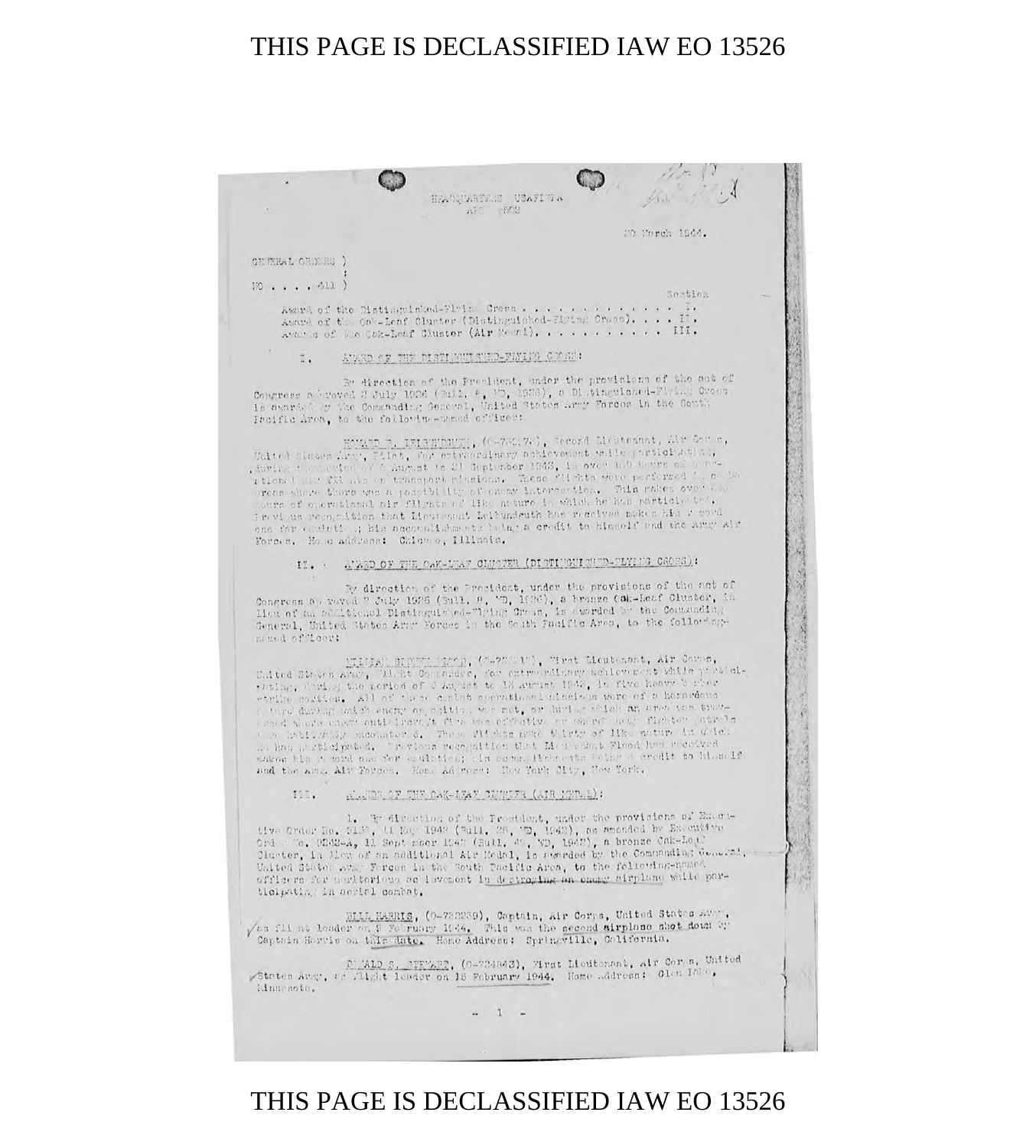HEADQUARTERS USAFISPA
APO #502

20 March 1944.

GENERAL ORDERS )
:
NO . . . . 411 )

Section

Award of the Distinguished-Flying Cross . . . . . . . . . . . . . I.
Award of the Oak-Leaf Cluster (Distinguished-Flying Cross). . . . II.
Awards of the Oak-Leaf Cluster (Air Medal). . . . . . . . . . . III.

I. AWARD OF THE DISTINGUISHED-FLYING CROSS:

By direction of the President, under the provisions of the act of Congress approved 2 July 1926 (Bull. 8, WD, 1926), a Distinguished-Flying Cross is awarded by the Commanding General, United States Army Forces in the South Pacific Area, to the following-named officer:

HOWARD F. LEIFHEIDRUTH, (O-732174), Second Lieutenant, Air Corps, United States Army, Pilot, for extraordinary achievement while participating, during the period of 8 August to 21 September 1943, in over 100 hours of operational air flights on transport missions. These flights were performed in combat areas where there was a possibility of enemy interception. This makes over 200 hours of operational air flights of like nature in which he has participated. Previous recognition that Lieutenant Leifhendruth has received makes his record one for emulation; his accomplishments being a credit to himself and the Army Air Forces. Home address: Chicago, Illinois.

II. AWARD OF THE OAK-LEAF CLUSTER (DISTINGUISHED-FLYING CROSS):

By direction of the President, under the provisions of the act of Congress approved 2 July 1926 (Bull. 8, WD, 1926), a bronze Oak-Leaf Cluster, in lieu of an additional Distinguished-Flying Cross, is awarded by the Commanding General, United States Army Forces in the South Pacific Area, to the following-named officer:

WILLIAM SIDNEY FLOOD, (O-723917), First Lieutenant, Air Corps, United States Army, Flight Commander, for extraordinary achievement while participating, during the period of 8 August to 18 August 1943, in five heavy bomber strike sorties. All of these combat operational missions were of a hazardous nature during which enemy opposition was met, or during which an area was traversed where enemy anti-aircraft fire was effective or where enemy fighter patrols were habitually encountered. These flights make thirty of like nature in which he has participated. Previous recognition that Lieutenant Flood has received makes his record one for emulation; his accomplishments being a credit to himself and the Army Air Forces. Home Address: New York City, New York.

III. AWARDS OF THE OAK-LEAF CLUSTER (AIR MEDAL):

1. By direction of the President, under the provisions of Executive Order No. 9158, 11 May 1942 (Bull. 25, WD, 1942), as amended by Executive Order No. 9242-A, 11 September 1942 (Bull. 49, WD, 1942), a bronze Oak-Leaf Cluster, in lieu of an additional Air Medal, is awarded by the Commanding General, United States Army Forces in the South Pacific Area, to the following-named officers for meritorious achievement in destroying an enemy airplane while participating in aerial combat.

BILL HARRIS, (O-732239), Captain, Air Corps, United States Army, as flight leader on 9 February 1944. This was the second airplane shot down by Captain Harris on this date. Home Address: Springville, California.

DONALD S. STEWART, (O-724843), First Lieutenant, Air Corps, United States Army, as flight leader on 15 February 1944. Home Address: Glen Idle, Minnesota.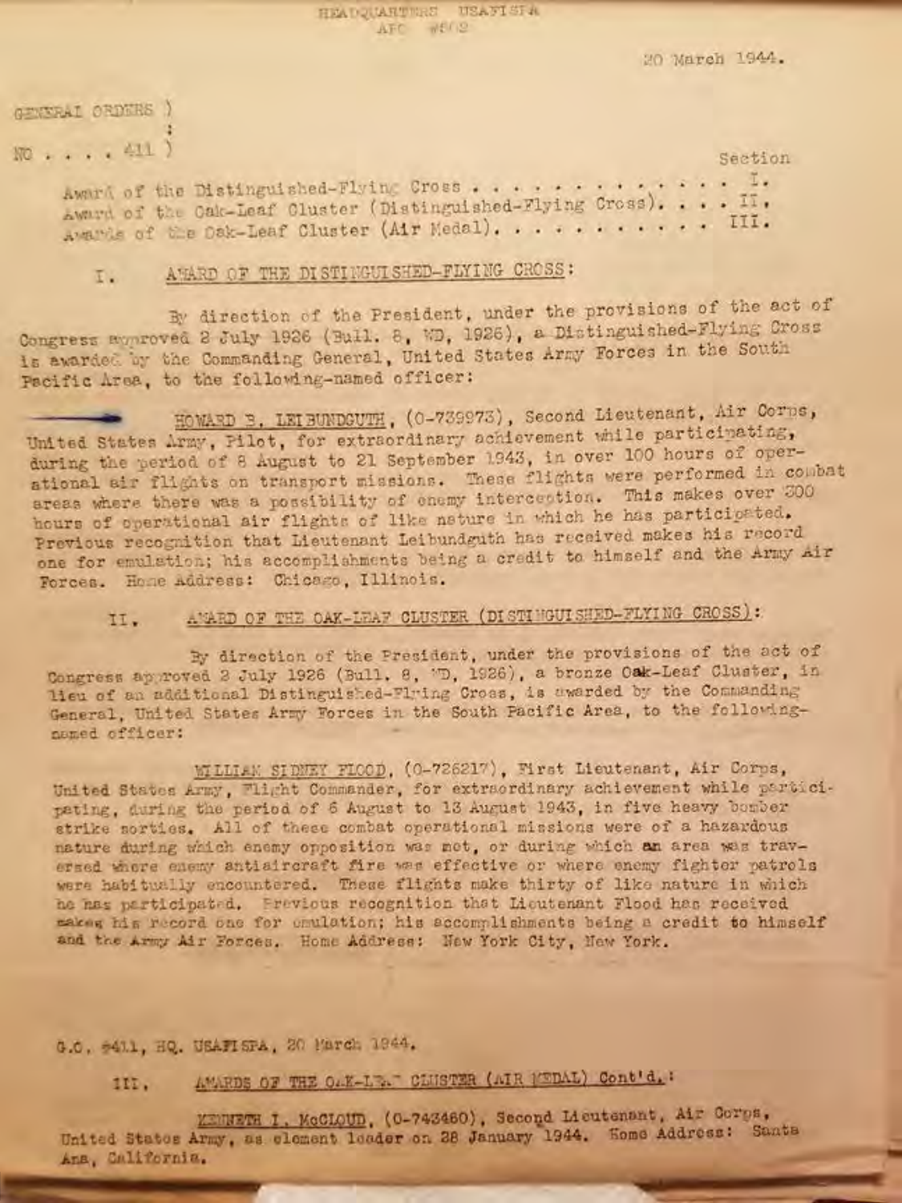HEADQUARTERS USAFISPA
APO #502

20 March 1944.

GENERAL ORDERS )
:
NO . . . . 411 )

Section

Award of the Distinguished-Flying Cross . . . . . . . . . . . . . . I.
Award of the Oak-Leaf Cluster (Distinguished-Flying Cross). . . . II.
Awards of the Oak-Leaf Cluster (Air Medal). . . . . . . . . . . III.

I. AWARD OF THE DISTINGUISHED-FLYING CROSS:

By direction of the President, under the provisions of the act of Congress approved 2 July 1926 (Bull. 8, WD, 1926), a Distinguished-Flying Cross is awarded by the Commanding General, United States Army Forces in the South Pacific Area, to the following-named officer:

HOWARD B. LEIBUNDGUTH, (O-739973), Second Lieutenant, Air Corps, United States Army, Pilot, for extraordinary achievement while participating, during the period of 8 August to 21 September 1943, in over 100 hours of operational air flights on transport missions. These flights were performed in combat areas where there was a possibility of enemy interception. This makes over 300 hours of operational air flights of like nature in which he has participated. Previous recognition that Lieutenant Leibundguth has received makes his record one for emulation; his accomplishments being a credit to himself and the Army Air Forces. Home Address: Chicago, Illinois.

II. AWARD OF THE OAK-LEAF CLUSTER (DISTINGUISHED-FLYING CROSS):

By direction of the President, under the provisions of the act of Congress approved 2 July 1926 (Bull. 8, WD, 1926), a bronze Oak-Leaf Cluster, in lieu of an additional Distinguished-Flying Cross, is awarded by the Commanding General, United States Army Forces in the South Pacific Area, to the following-named officer:

WILLIAM SIDNEY FLOOD, (O-726217), First Lieutenant, Air Corps, United States Army, Flight Commander, for extraordinary achievement while participating, during the period of 6 August to 13 August 1943, in five heavy bomber strike sorties. All of these combat operational missions were of a hazardous nature during which enemy opposition was met, or during which an area was traversed where enemy antiaircraft fire was effective or where enemy fighter patrols were habitually encountered. These flights make thirty of like nature in which he has participated. Previous recognition that Lieutenant Flood has received makes his record one for emulation; his accomplishments being a credit to himself and the Army Air Forces. Home Address: New York City, New York.

G.O. #411, HQ. USAFISPA, 20 March 1944.

III. AWARDS OF THE OAK-LEAF CLUSTER (AIR MEDAL) Cont'd.:

KENNETH I. McCLOUD, (O-743460), Second Lieutenant, Air Corps, United States Army, as element leader on 28 January 1944. Home Address: Santa Ana, California.